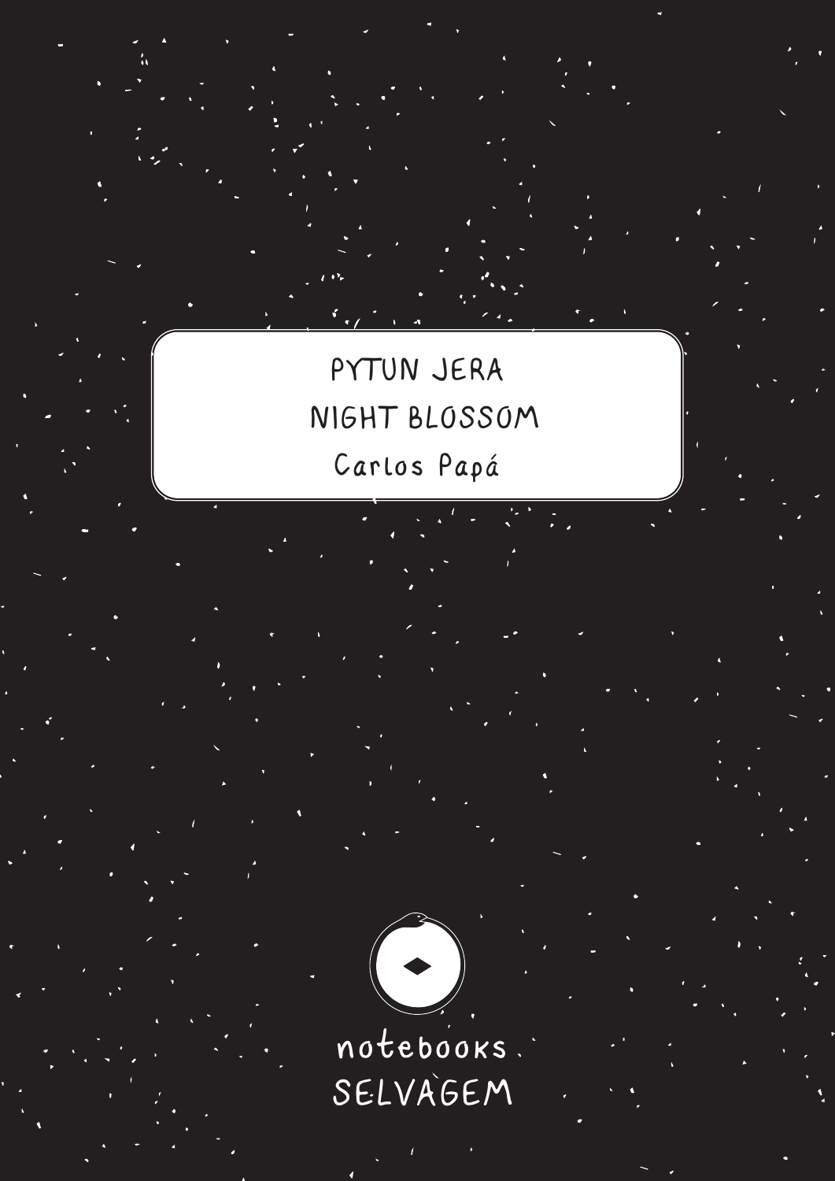# PYTUN JERA

# NIGHT BLOSSOM

Carlos Papá

notebooks

SELVAGEM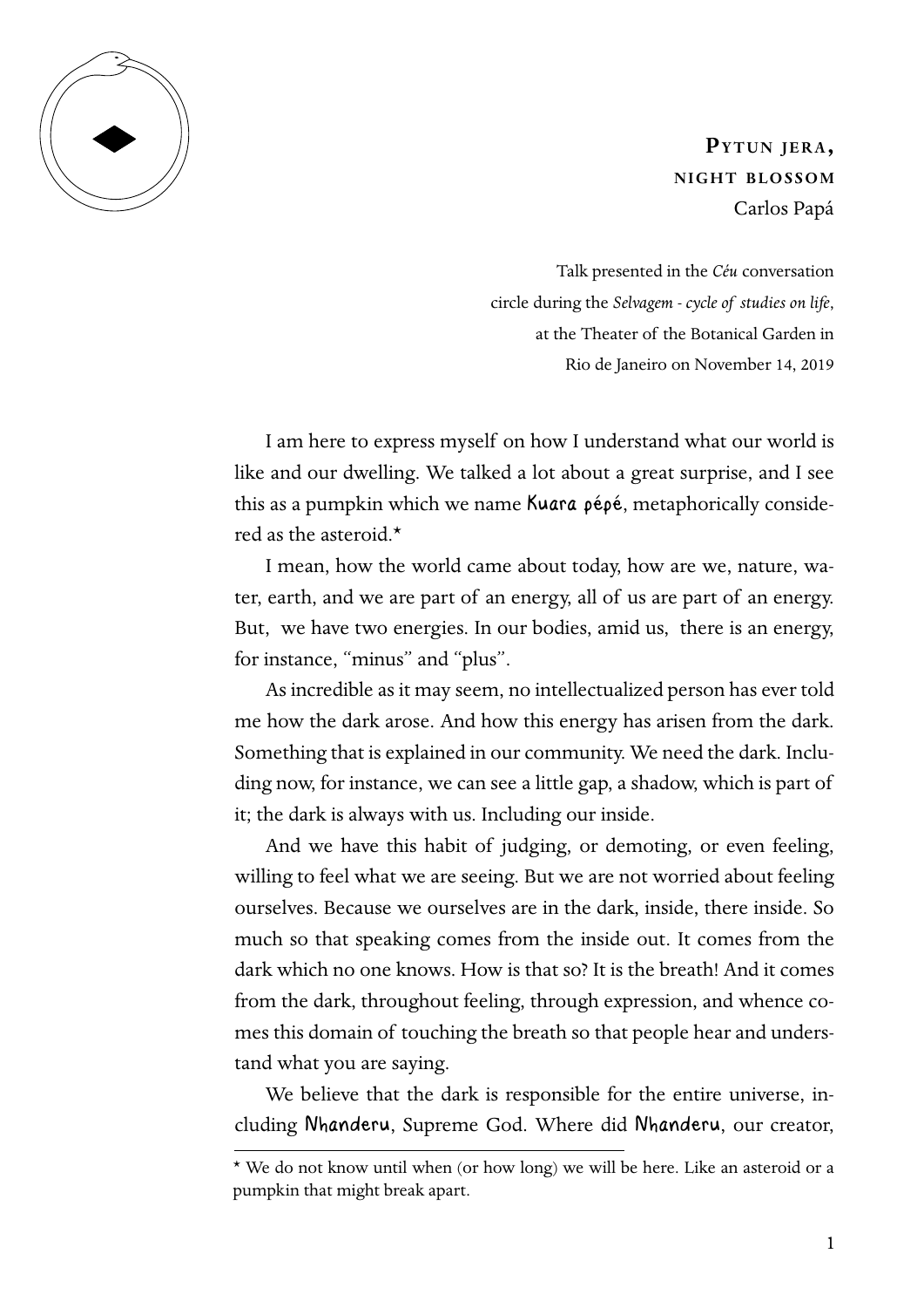# **Pytun jera, night blossom**

Carlos Papá

Talk presented in the *Céu* conversation circle during the *Selvagem - cycle of studies on life*, at the Theater of the Botanical Garden in Rio de Janeiro on November 14, 2019

I am here to express myself on how I understand what our world is like and our dwelling. We talked a lot about a great surprise, and I see this as a pumpkin which we name Kuara pépé, metaphorically considered as the asteroid.*

I mean, how the world came about today, how are we, nature, water, earth, and we are part of an energy, all of us are part of an energy. But, we have two energies. In our bodies, amid us, there is an energy, for instance, "minus" and "plus".

As incredible as it may seem, no intellectualized person has ever told me how the dark arose. And how this energy has arisen from the dark. Something that is explained in our community. We need the dark. Including now, for instance, we can see a little gap, a shadow, which is part of it; the dark is always with us. Including our inside.

And we have this habit of judging, or demoting, or even feeling, willing to feel what we are seeing. But we are not worried about feeling ourselves. Because we ourselves are in the dark, inside, there inside. So much so that speaking comes from the inside out. It comes from the dark which no one knows. How is that so? It is the breath! And it comes from the dark, throughout feeling, through expression, and whence comes this domain of touching the breath so that people hear and understand what you are saying.

We believe that the dark is responsible for the entire universe, including Nhanderu, Supreme God. Where did Nhanderu, our creator,

---

* We do not know until when (or how long) we will be here. Like an asteroid or a pumpkin that might break apart.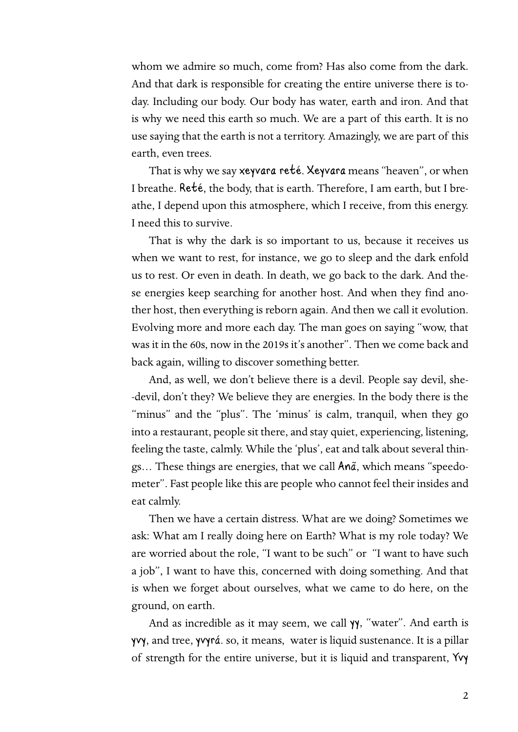whom we admire so much, come from? Has also come from the dark. And that dark is responsible for creating the entire universe there is today. Including our body. Our body has water, earth and iron. And that is why we need this earth so much. We are a part of this earth. It is no use saying that the earth is not a territory. Amazingly, we are part of this earth, even trees.

That is why we say **xeyvara reté**. **Xeyvara** means "heaven", or when I breathe. **Reté**, the body, that is earth. Therefore, I am earth, but I breathe, I depend upon this atmosphere, which I receive, from this energy. I need this to survive.

That is why the dark is so important to us, because it receives us when we want to rest, for instance, we go to sleep and the dark enfold us to rest. Or even in death. In death, we go back to the dark. And these energies keep searching for another host. And when they find another host, then everything is reborn again. And then we call it evolution. Evolving more and more each day. The man goes on saying "wow, that was it in the 60s, now in the 2019s it's another". Then we come back and back again, willing to discover something better.

And, as well, we don't believe there is a devil. People say devil, she-devil, don't they? We believe they are energies. In the body there is the "minus" and the "plus". The 'minus' is calm, tranquil, when they go into a restaurant, people sit there, and stay quiet, experiencing, listening, feeling the taste, calmly. While the 'plus', eat and talk about several things… These things are energies, that we call **Anã**, which means "speedometer". Fast people like this are people who cannot feel their insides and eat calmly.

Then we have a certain distress. What are we doing? Sometimes we ask: What am I really doing here on Earth? What is my role today? We are worried about the role, "I want to be such" or "I want to have such a job", I want to have this, concerned with doing something. And that is when we forget about ourselves, what we came to do here, on the ground, on earth.

And as incredible as it may seem, we call **yy**, "water". And earth is **yvy**, and tree, **yvyrá**. so, it means, water is liquid sustenance. It is a pillar of strength for the entire universe, but it is liquid and transparent, **Yvy**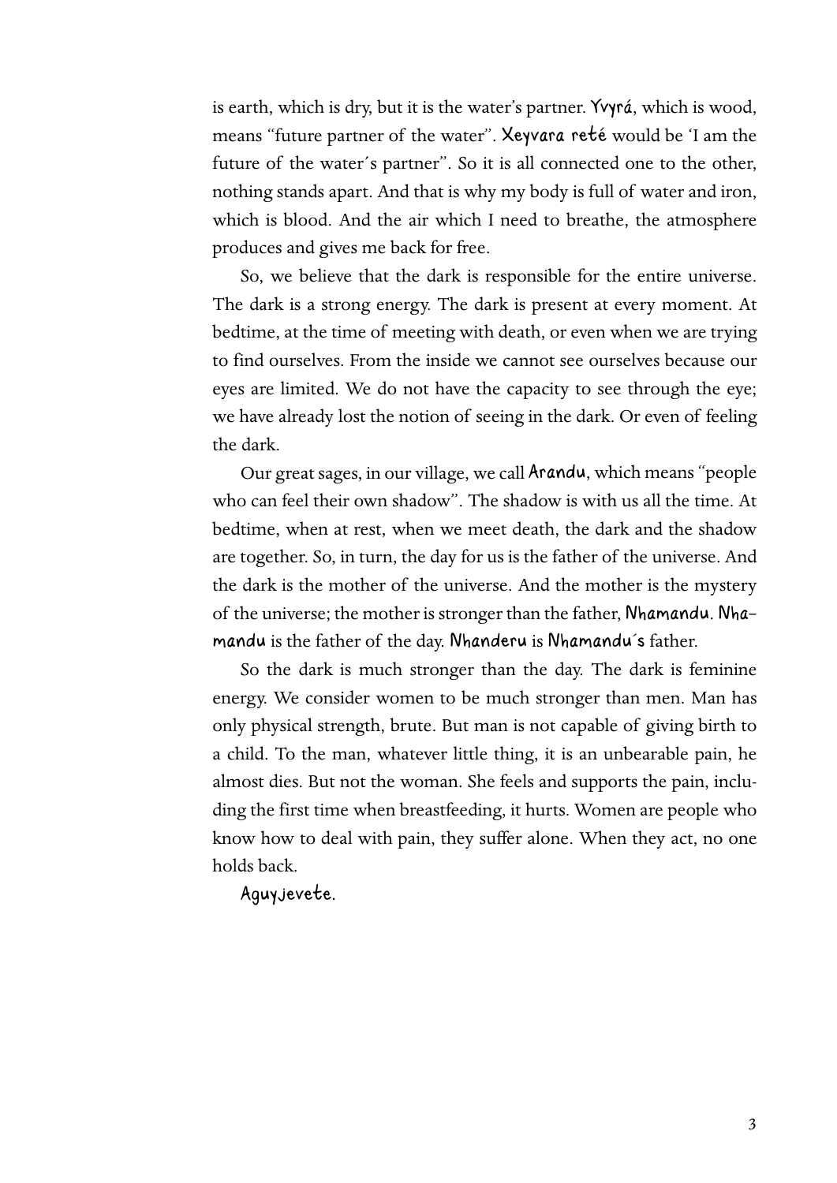is earth, which is dry, but it is the water's partner. **Yvyrá**, which is wood, means "future partner of the water". **Xeyvara reté** would be 'I am the future of the water´s partner". So it is all connected one to the other, nothing stands apart. And that is why my body is full of water and iron, which is blood. And the air which I need to breathe, the atmosphere produces and gives me back for free.

So, we believe that the dark is responsible for the entire universe. The dark is a strong energy. The dark is present at every moment. At bedtime, at the time of meeting with death, or even when we are trying to find ourselves. From the inside we cannot see ourselves because our eyes are limited. We do not have the capacity to see through the eye; we have already lost the notion of seeing in the dark. Or even of feeling the dark.

Our great sages, in our village, we call **Arandu**, which means "people who can feel their own shadow". The shadow is with us all the time. At bedtime, when at rest, when we meet death, the dark and the shadow are together. So, in turn, the day for us is the father of the universe. And the dark is the mother of the universe. And the mother is the mystery of the universe; the mother is stronger than the father, **Nhamandu**. **Nhamandu** is the father of the day. **Nhanderu** is **Nhamandu´s** father.

So the dark is much stronger than the day. The dark is feminine energy. We consider women to be much stronger than men. Man has only physical strength, brute. But man is not capable of giving birth to a child. To the man, whatever little thing, it is an unbearable pain, he almost dies. But not the woman. She feels and supports the pain, including the first time when breastfeeding, it hurts. Women are people who know how to deal with pain, they suffer alone. When they act, no one holds back.

**Aguyjevete.**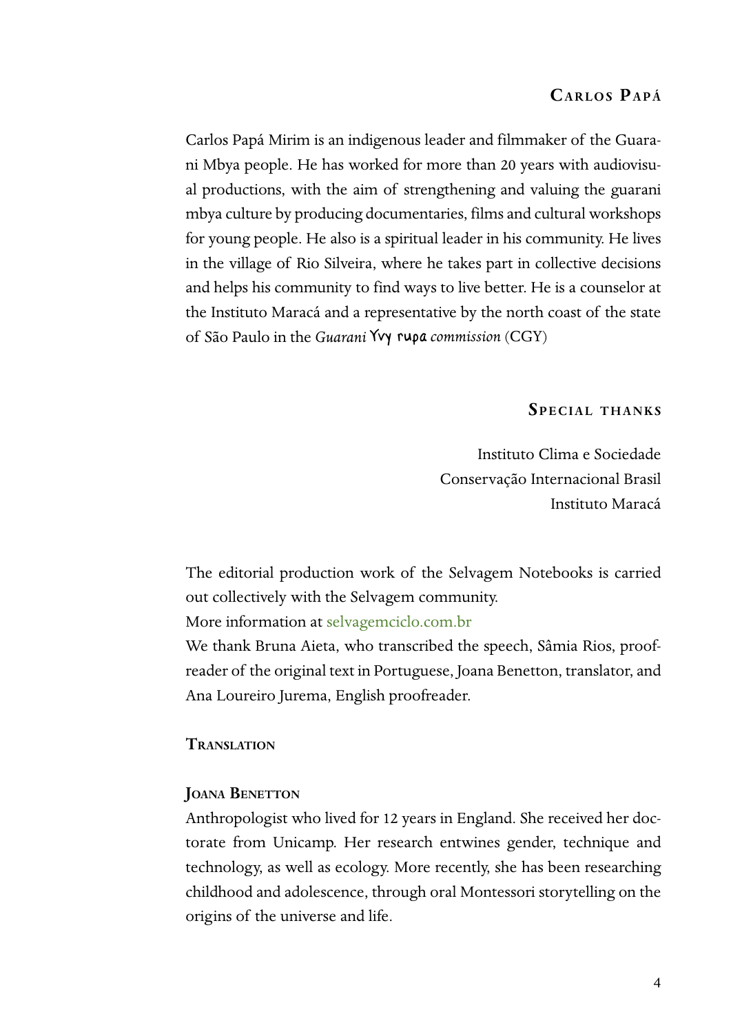## Carlos Papá

Carlos Papá Mirim is an indigenous leader and filmmaker of the Guarani Mbya people. He has worked for more than 20 years with audiovisual productions, with the aim of strengthening and valuing the guarani mbya culture by producing documentaries, films and cultural workshops for young people. He also is a spiritual leader in his community. He lives in the village of Rio Silveira, where he takes part in collective decisions and helps his community to find ways to live better. He is a counselor at the Instituto Maracá and a representative by the north coast of the state of São Paulo in the *Guarani* Yvy rupa *commission* (CGY)

## Special thanks

Instituto Clima e Sociedade
Conservação Internacional Brasil
Instituto Maracá

The editorial production work of the Selvagem Notebooks is carried out collectively with the Selvagem community.
More information at selvagemciclo.com.br
We thank Bruna Aieta, who transcribed the speech, Sâmia Rios, proofreader of the original text in Portuguese, Joana Benetton, translator, and Ana Loureiro Jurema, English proofreader.

## Translation

### Joana Benetton

Anthropologist who lived for 12 years in England. She received her doctorate from Unicamp. Her research entwines gender, technique and technology, as well as ecology. More recently, she has been researching childhood and adolescence, through oral Montessori storytelling on the origins of the universe and life.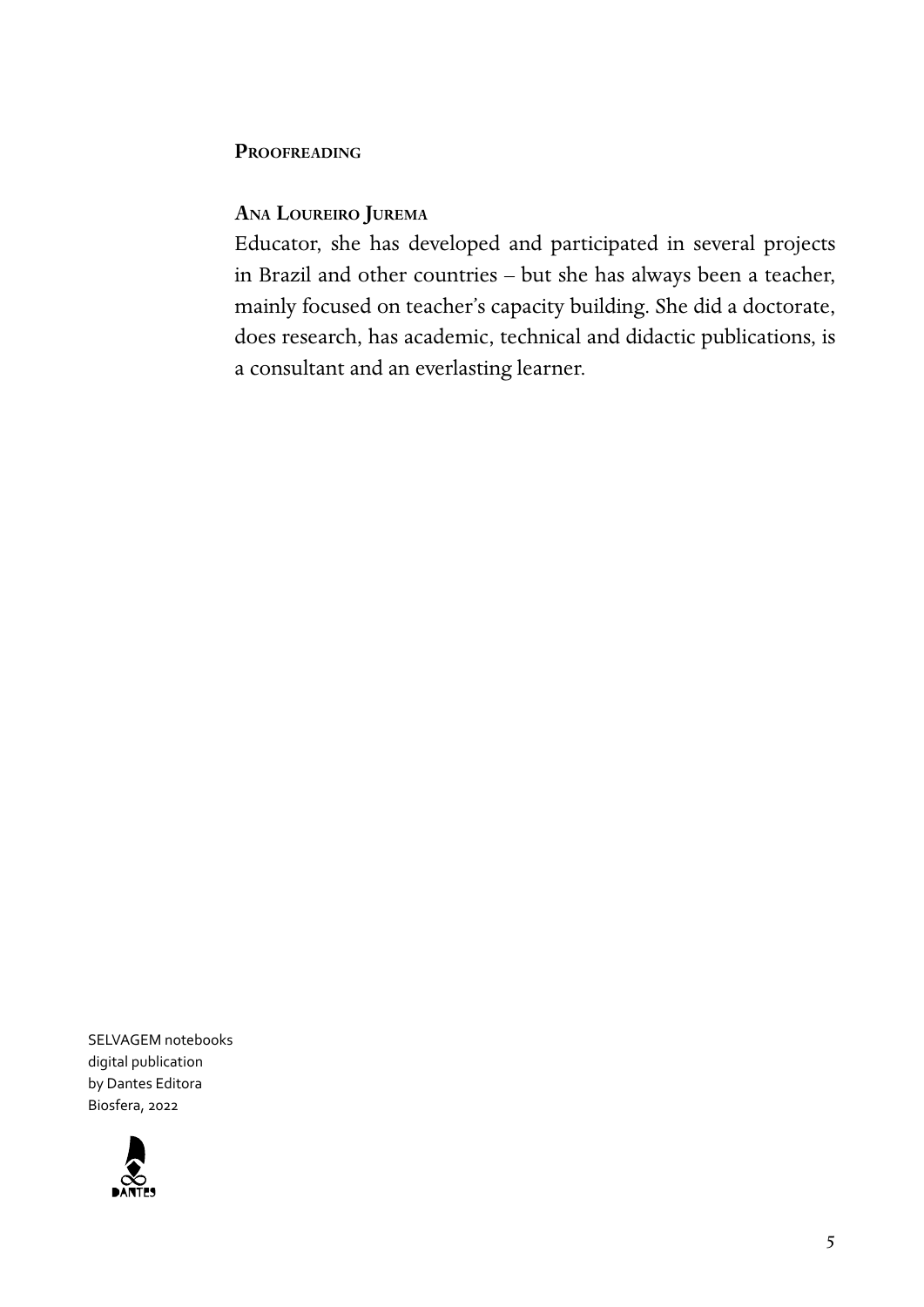**Proofreading**

**Ana Loureiro Jurema**

Educator, she has developed and participated in several projects in Brazil and other countries – but she has always been a teacher, mainly focused on teacher's capacity building. She did a doctorate, does research, has academic, technical and didactic publications, is a consultant and an everlasting learner.

SELVAGEM notebooks
digital publication
by Dantes Editora
Biosfera, 2022